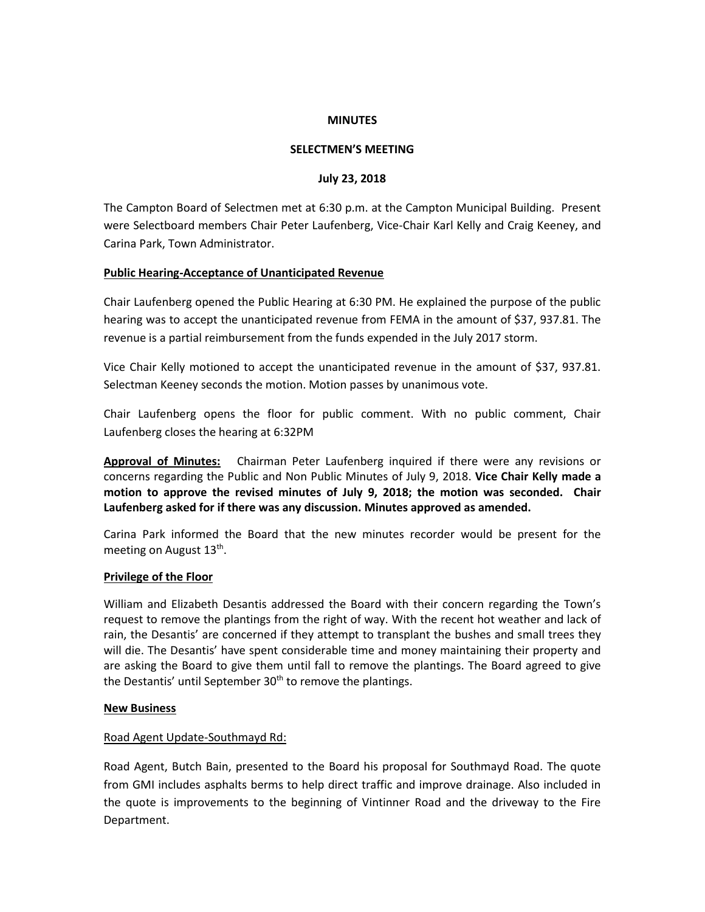**MINUTES**

**SELECTMEN'S MEETING**

**July 23, 2018**

The Campton Board of Selectmen met at 6:30 p.m. at the Campton Municipal Building. Present were Selectboard members Chair Peter Laufenberg, Vice-Chair Karl Kelly and Craig Keeney, and Carina Park, Town Administrator.

**Public Hearing-Acceptance of Unanticipated Revenue**

Chair Laufenberg opened the Public Hearing at 6:30 PM. He explained the purpose of the public hearing was to accept the unanticipated revenue from FEMA in the amount of $37, 937.81. The revenue is a partial reimbursement from the funds expended in the July 2017 storm.

Vice Chair Kelly motioned to accept the unanticipated revenue in the amount of $37, 937.81. Selectman Keeney seconds the motion. Motion passes by unanimous vote.

Chair Laufenberg opens the floor for public comment. With no public comment, Chair Laufenberg closes the hearing at 6:32PM

**Approval of Minutes:** Chairman Peter Laufenberg inquired if there were any revisions or concerns regarding the Public and Non Public Minutes of July 9, 2018. **Vice Chair Kelly made a motion to approve the revised minutes of July 9, 2018; the motion was seconded. Chair Laufenberg asked for if there was any discussion. Minutes approved as amended.**

Carina Park informed the Board that the new minutes recorder would be present for the meeting on August 13th.

**Privilege of the Floor**

William and Elizabeth Desantis addressed the Board with their concern regarding the Town's request to remove the plantings from the right of way. With the recent hot weather and lack of rain, the Desantis' are concerned if they attempt to transplant the bushes and small trees they will die. The Desantis' have spent considerable time and money maintaining their property and are asking the Board to give them until fall to remove the plantings. The Board agreed to give the Destantis' until September 30th to remove the plantings.

**New Business**

Road Agent Update-Southmayd Rd:

Road Agent, Butch Bain, presented to the Board his proposal for Southmayd Road. The quote from GMI includes asphalts berms to help direct traffic and improve drainage. Also included in the quote is improvements to the beginning of Vintinner Road and the driveway to the Fire Department.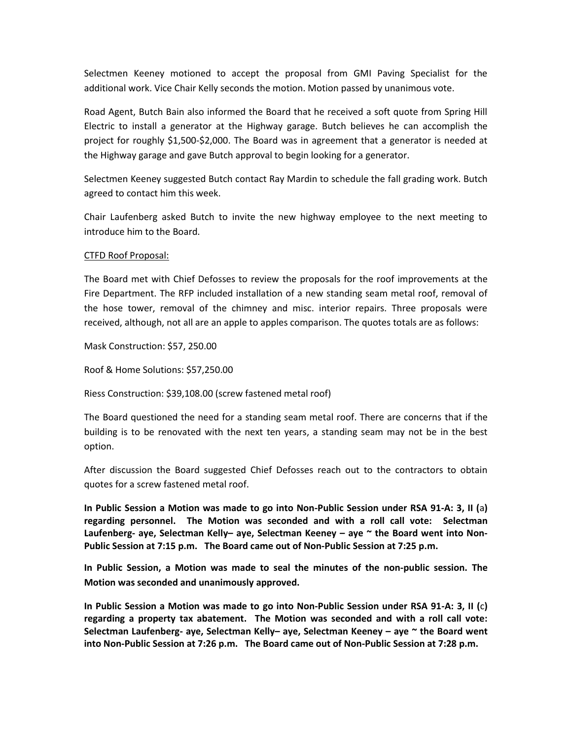Selectmen Keeney motioned to accept the proposal from GMI Paving Specialist for the additional work. Vice Chair Kelly seconds the motion. Motion passed by unanimous vote.

Road Agent, Butch Bain also informed the Board that he received a soft quote from Spring Hill Electric to install a generator at the Highway garage. Butch believes he can accomplish the project for roughly $1,500-$2,000. The Board was in agreement that a generator is needed at the Highway garage and gave Butch approval to begin looking for a generator.

Selectmen Keeney suggested Butch contact Ray Mardin to schedule the fall grading work. Butch agreed to contact him this week.

Chair Laufenberg asked Butch to invite the new highway employee to the next meeting to introduce him to the Board.

<u>CTFD Roof Proposal:</u>

The Board met with Chief Defosses to review the proposals for the roof improvements at the Fire Department. The RFP included installation of a new standing seam metal roof, removal of the hose tower, removal of the chimney and misc. interior repairs. Three proposals were received, although, not all are an apple to apples comparison. The quotes totals are as follows:

Mask Construction: $57, 250.00

Roof & Home Solutions: $57,250.00

Riess Construction: $39,108.00 (screw fastened metal roof)

The Board questioned the need for a standing seam metal roof. There are concerns that if the building is to be renovated with the next ten years, a standing seam may not be in the best option.

After discussion the Board suggested Chief Defosses reach out to the contractors to obtain quotes for a screw fastened metal roof.

**In Public Session a Motion was made to go into Non-Public Session under RSA 91-A: 3, II (a) regarding personnel. The Motion was seconded and with a roll call vote: Selectman Laufenberg- aye, Selectman Kelly– aye, Selectman Keeney – aye ~ the Board went into Non-Public Session at 7:15 p.m. The Board came out of Non-Public Session at 7:25 p.m.**

**In Public Session, a Motion was made to seal the minutes of the non-public session. The Motion was seconded and unanimously approved.**

**In Public Session a Motion was made to go into Non-Public Session under RSA 91-A: 3, II (c) regarding a property tax abatement. The Motion was seconded and with a roll call vote: Selectman Laufenberg- aye, Selectman Kelly– aye, Selectman Keeney – aye ~ the Board went into Non-Public Session at 7:26 p.m. The Board came out of Non-Public Session at 7:28 p.m.**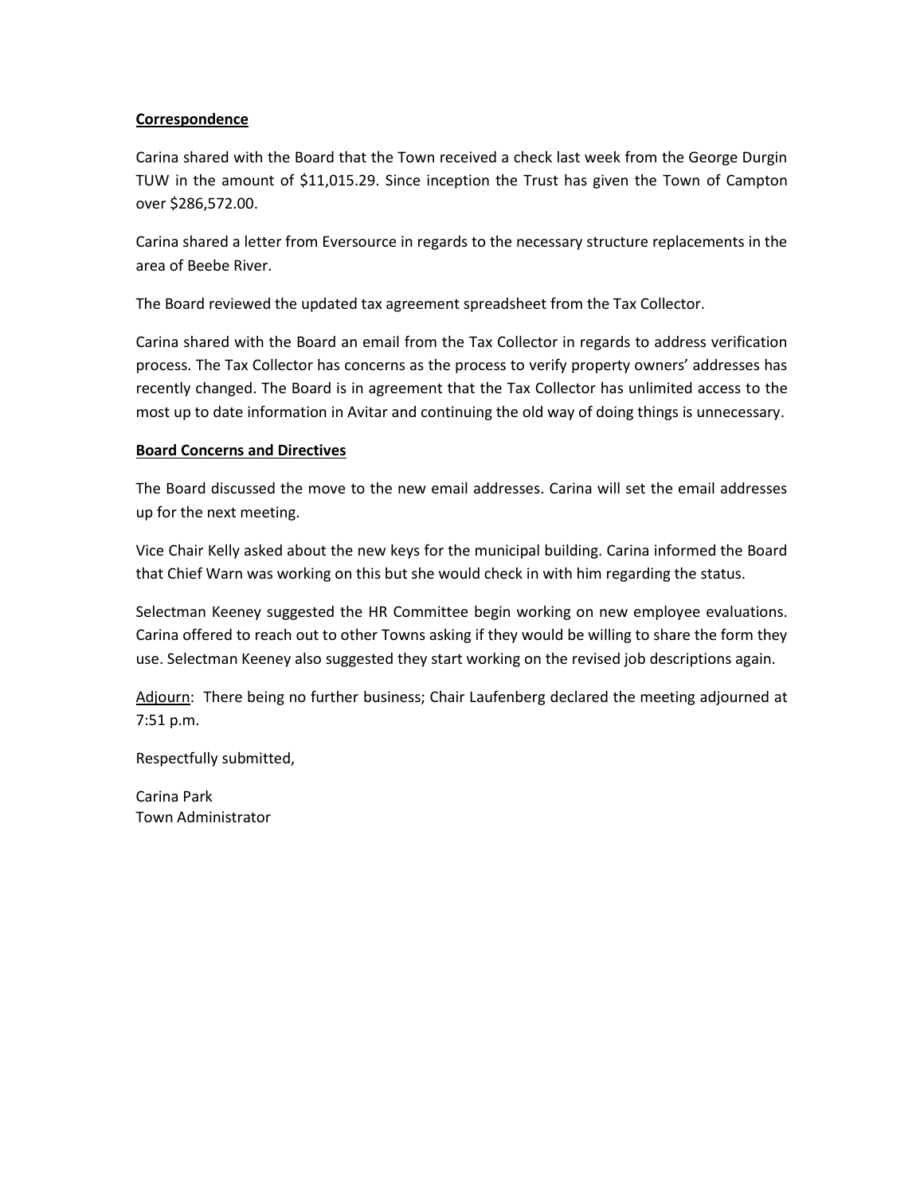**Correspondence**

Carina shared with the Board that the Town received a check last week from the George Durgin TUW in the amount of $11,015.29. Since inception the Trust has given the Town of Campton over $286,572.00.

Carina shared a letter from Eversource in regards to the necessary structure replacements in the area of Beebe River.

The Board reviewed the updated tax agreement spreadsheet from the Tax Collector.

Carina shared with the Board an email from the Tax Collector in regards to address verification process. The Tax Collector has concerns as the process to verify property owners' addresses has recently changed. The Board is in agreement that the Tax Collector has unlimited access to the most up to date information in Avitar and continuing the old way of doing things is unnecessary.

**Board Concerns and Directives**

The Board discussed the move to the new email addresses. Carina will set the email addresses up for the next meeting.

Vice Chair Kelly asked about the new keys for the municipal building. Carina informed the Board that Chief Warn was working on this but she would check in with him regarding the status.

Selectman Keeney suggested the HR Committee begin working on new employee evaluations. Carina offered to reach out to other Towns asking if they would be willing to share the form they use. Selectman Keeney also suggested they start working on the revised job descriptions again.

Adjourn: There being no further business; Chair Laufenberg declared the meeting adjourned at 7:51 p.m.

Respectfully submitted,

Carina Park
Town Administrator